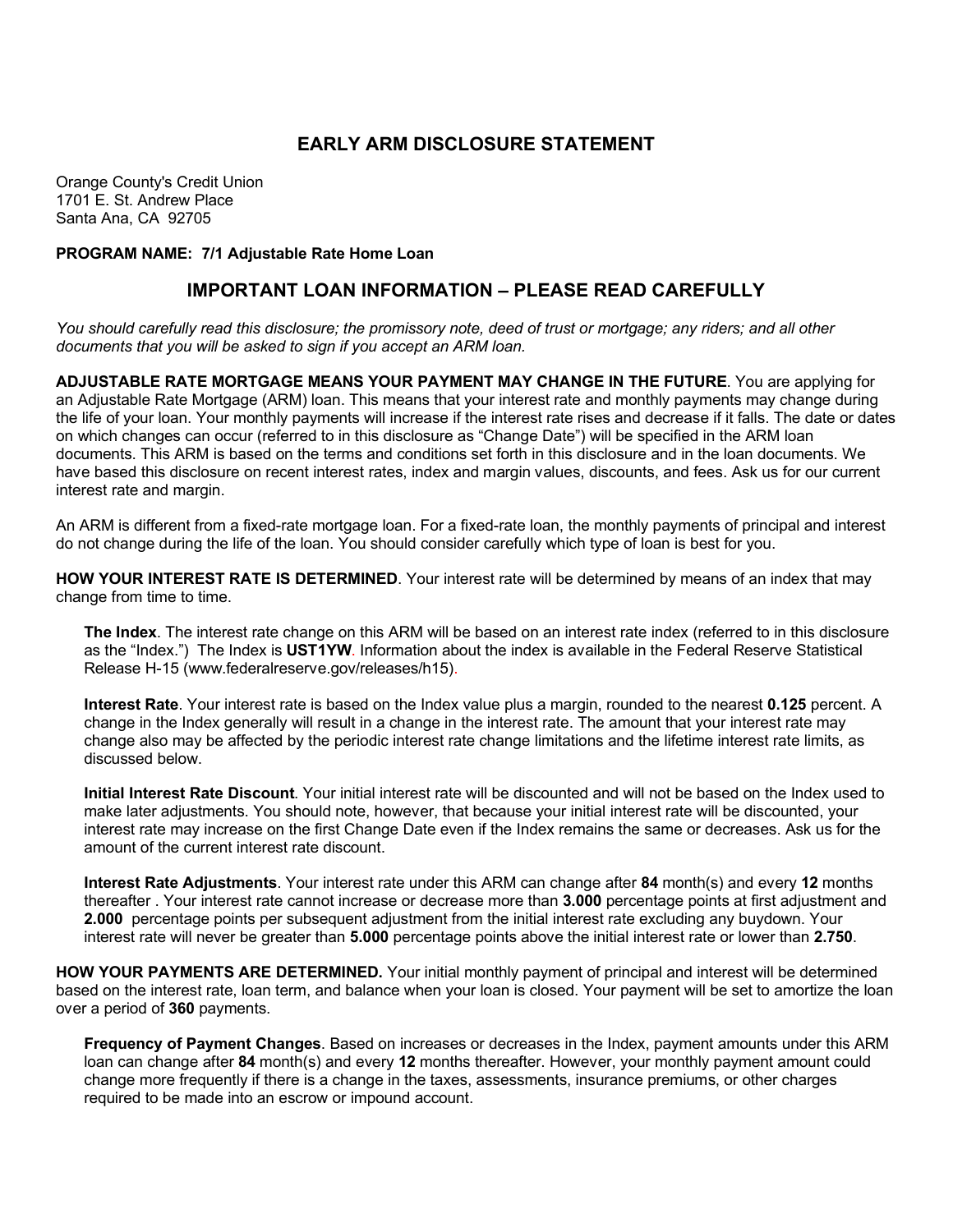# EARLY ARM DISCLOSURE STATEMENT

Orange County's Credit Union
1701 E. St. Andrew Place
Santa Ana, CA 92705

**PROGRAM NAME: 7/1 Adjustable Rate Home Loan**

## IMPORTANT LOAN INFORMATION – PLEASE READ CAREFULLY

*You should carefully read this disclosure; the promissory note, deed of trust or mortgage; any riders; and all other documents that you will be asked to sign if you accept an ARM loan.*

**ADJUSTABLE RATE MORTGAGE MEANS YOUR PAYMENT MAY CHANGE IN THE FUTURE**. You are applying for an Adjustable Rate Mortgage (ARM) loan. This means that your interest rate and monthly payments may change during the life of your loan. Your monthly payments will increase if the interest rate rises and decrease if it falls. The date or dates on which changes can occur (referred to in this disclosure as "Change Date") will be specified in the ARM loan documents. This ARM is based on the terms and conditions set forth in this disclosure and in the loan documents. We have based this disclosure on recent interest rates, index and margin values, discounts, and fees. Ask us for our current interest rate and margin.

An ARM is different from a fixed-rate mortgage loan. For a fixed-rate loan, the monthly payments of principal and interest do not change during the life of the loan. You should consider carefully which type of loan is best for you.

**HOW YOUR INTEREST RATE IS DETERMINED**. Your interest rate will be determined by means of an index that may change from time to time.

**The Index**. The interest rate change on this ARM will be based on an interest rate index (referred to in this disclosure as the "Index.") The Index is **UST1YW**. Information about the index is available in the Federal Reserve Statistical Release H-15 (www.federalreserve.gov/releases/h15).

**Interest Rate**. Your interest rate is based on the Index value plus a margin, rounded to the nearest **0.125** percent. A change in the Index generally will result in a change in the interest rate. The amount that your interest rate may change also may be affected by the periodic interest rate change limitations and the lifetime interest rate limits, as discussed below.

**Initial Interest Rate Discount**. Your initial interest rate will be discounted and will not be based on the Index used to make later adjustments. You should note, however, that because your initial interest rate will be discounted, your interest rate may increase on the first Change Date even if the Index remains the same or decreases. Ask us for the amount of the current interest rate discount.

**Interest Rate Adjustments**. Your interest rate under this ARM can change after **84** month(s) and every **12** months thereafter . Your interest rate cannot increase or decrease more than **3.000** percentage points at first adjustment and **2.000** percentage points per subsequent adjustment from the initial interest rate excluding any buydown. Your interest rate will never be greater than **5.000** percentage points above the initial interest rate or lower than **2.750**.

**HOW YOUR PAYMENTS ARE DETERMINED.** Your initial monthly payment of principal and interest will be determined based on the interest rate, loan term, and balance when your loan is closed. Your payment will be set to amortize the loan over a period of **360** payments.

**Frequency of Payment Changes**. Based on increases or decreases in the Index, payment amounts under this ARM loan can change after **84** month(s) and every **12** months thereafter. However, your monthly payment amount could change more frequently if there is a change in the taxes, assessments, insurance premiums, or other charges required to be made into an escrow or impound account.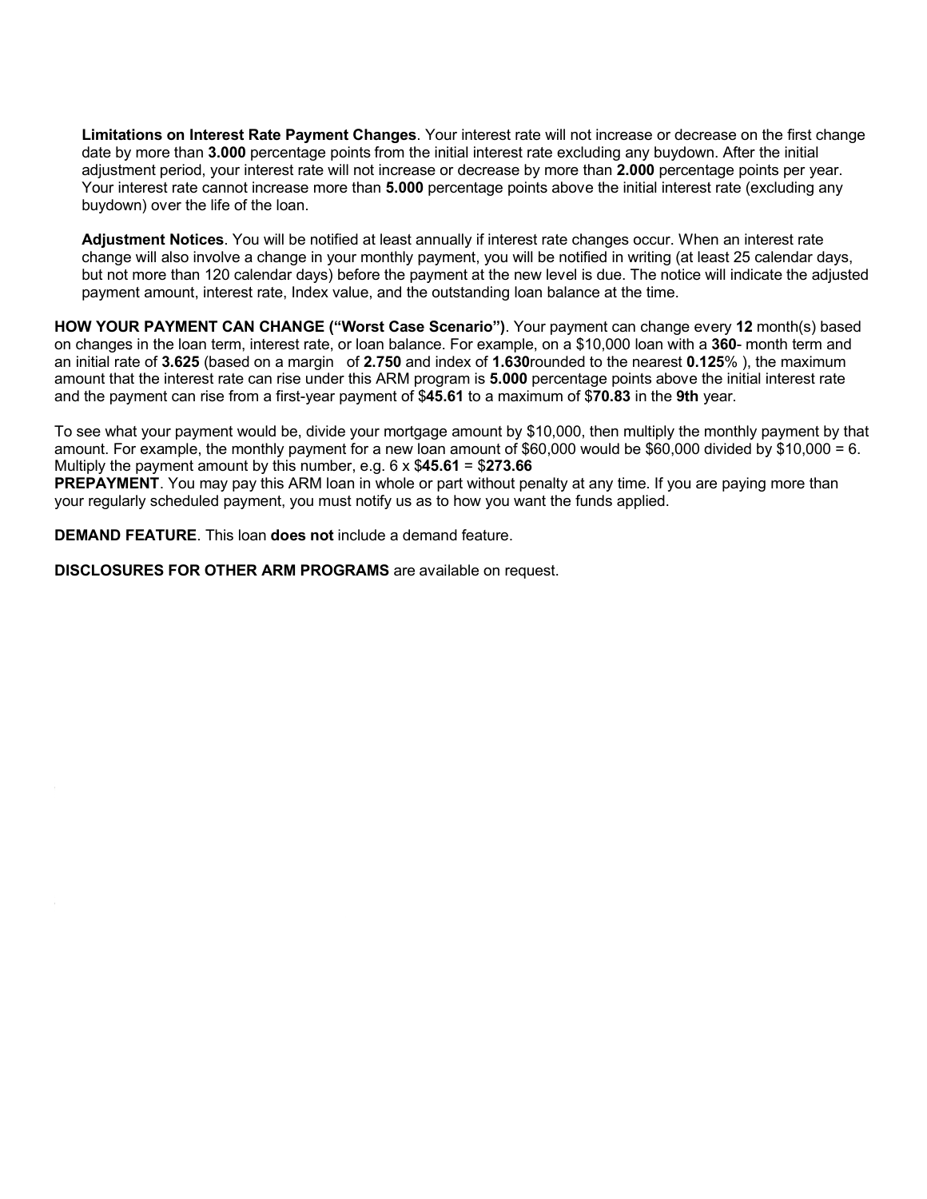**Limitations on Interest Rate Payment Changes**. Your interest rate will not increase or decrease on the first change date by more than **3.000** percentage points from the initial interest rate excluding any buydown. After the initial adjustment period, your interest rate will not increase or decrease by more than **2.000** percentage points per year. Your interest rate cannot increase more than **5.000** percentage points above the initial interest rate (excluding any buydown) over the life of the loan.

**Adjustment Notices**. You will be notified at least annually if interest rate changes occur. When an interest rate change will also involve a change in your monthly payment, you will be notified in writing (at least 25 calendar days, but not more than 120 calendar days) before the payment at the new level is due. The notice will indicate the adjusted payment amount, interest rate, Index value, and the outstanding loan balance at the time.

**HOW YOUR PAYMENT CAN CHANGE ("Worst Case Scenario")**. Your payment can change every **12** month(s) based on changes in the loan term, interest rate, or loan balance. For example, on a $10,000 loan with a **360**- month term and an initial rate of **3.625** (based on a margin of **2.750** and index of **1.630**rounded to the nearest **0.125**% ), the maximum amount that the interest rate can rise under this ARM program is **5.000** percentage points above the initial interest rate and the payment can rise from a first-year payment of $**45.61** to a maximum of $**70.83** in the **9th** year.

To see what your payment would be, divide your mortgage amount by $10,000, then multiply the monthly payment by that amount. For example, the monthly payment for a new loan amount of $60,000 would be $60,000 divided by $10,000 = 6. Multiply the payment amount by this number, e.g. 6 x $**45.61** = $**273.66**

**PREPAYMENT**. You may pay this ARM loan in whole or part without penalty at any time. If you are paying more than your regularly scheduled payment, you must notify us as to how you want the funds applied.

**DEMAND FEATURE**. This loan **does not** include a demand feature.

**DISCLOSURES FOR OTHER ARM PROGRAMS** are available on request.